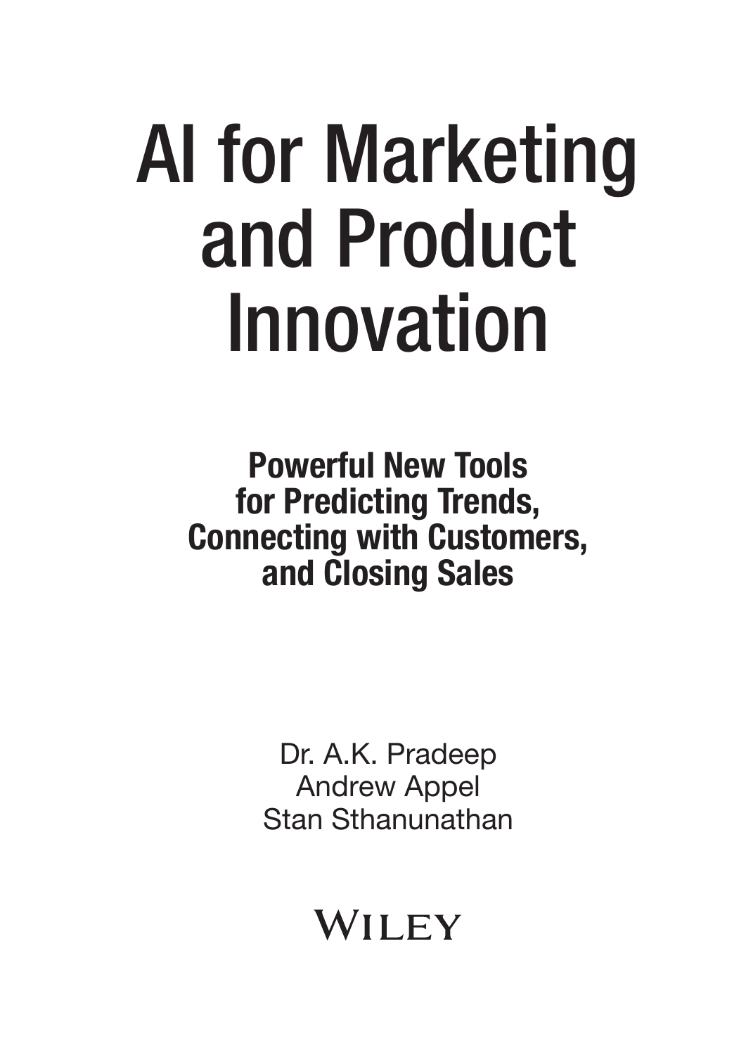# AI for Marketing and Product Innovation

**Powerful New Tools for Predicting Trends, Connecting with Customers, and Closing Sales**

Dr. A.K. Pradeep
Andrew Appel
Stan Sthanunathan

WILEY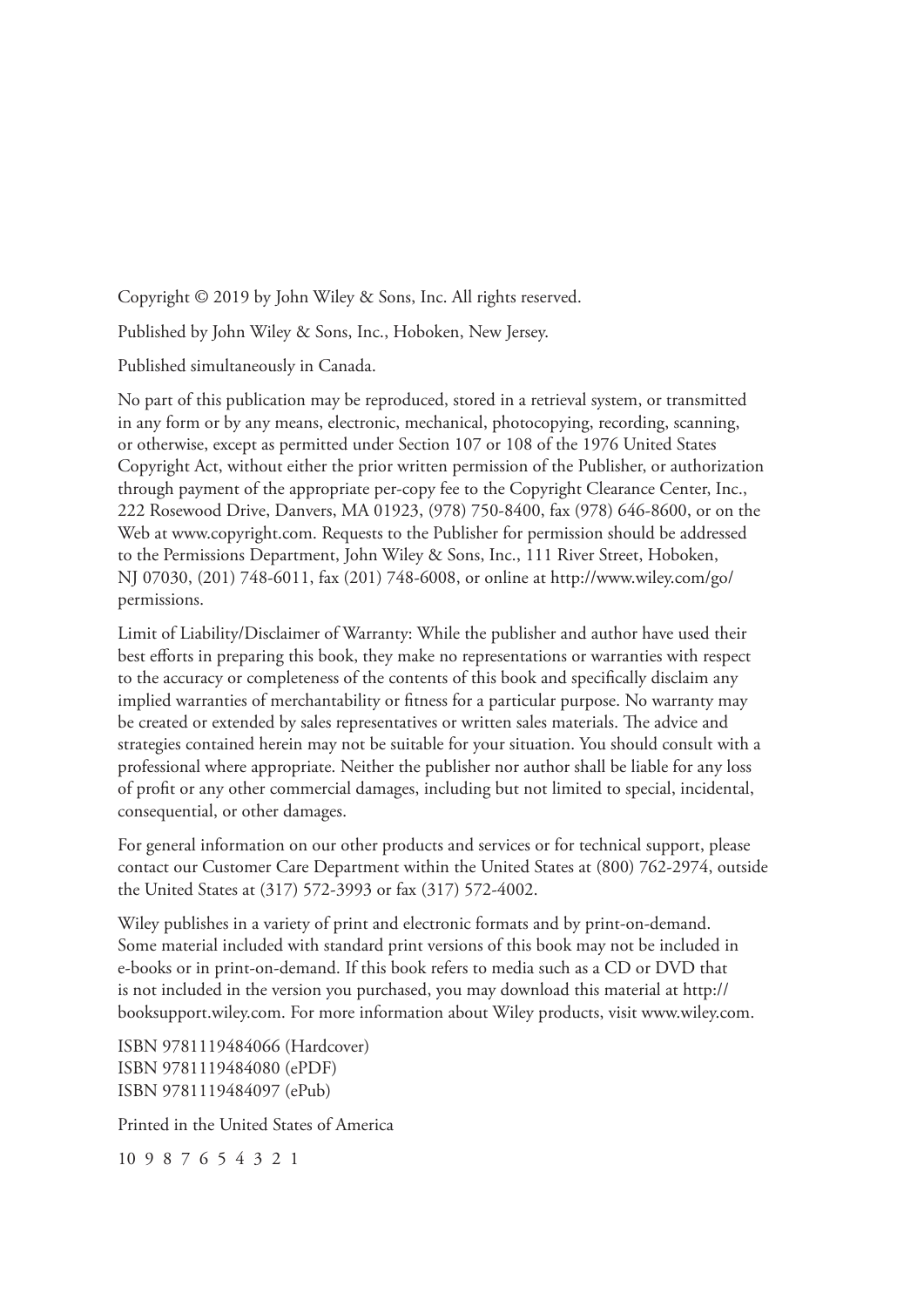Copyright © 2019 by John Wiley & Sons, Inc. All rights reserved.

Published by John Wiley & Sons, Inc., Hoboken, New Jersey.

Published simultaneously in Canada.

No part of this publication may be reproduced, stored in a retrieval system, or transmitted in any form or by any means, electronic, mechanical, photocopying, recording, scanning, or otherwise, except as permitted under Section 107 or 108 of the 1976 United States Copyright Act, without either the prior written permission of the Publisher, or authorization through payment of the appropriate per-copy fee to the Copyright Clearance Center, Inc., 222 Rosewood Drive, Danvers, MA 01923, (978) 750-8400, fax (978) 646-8600, or on the Web at www.copyright.com. Requests to the Publisher for permission should be addressed to the Permissions Department, John Wiley & Sons, Inc., 111 River Street, Hoboken, NJ 07030, (201) 748-6011, fax (201) 748-6008, or online at http://www.wiley.com/go/permissions.

Limit of Liability/Disclaimer of Warranty: While the publisher and author have used their best efforts in preparing this book, they make no representations or warranties with respect to the accuracy or completeness of the contents of this book and specifically disclaim any implied warranties of merchantability or fitness for a particular purpose. No warranty may be created or extended by sales representatives or written sales materials. The advice and strategies contained herein may not be suitable for your situation. You should consult with a professional where appropriate. Neither the publisher nor author shall be liable for any loss of profit or any other commercial damages, including but not limited to special, incidental, consequential, or other damages.

For general information on our other products and services or for technical support, please contact our Customer Care Department within the United States at (800) 762-2974, outside the United States at (317) 572-3993 or fax (317) 572-4002.

Wiley publishes in a variety of print and electronic formats and by print-on-demand. Some material included with standard print versions of this book may not be included in e-books or in print-on-demand. If this book refers to media such as a CD or DVD that is not included in the version you purchased, you may download this material at http://booksupport.wiley.com. For more information about Wiley products, visit www.wiley.com.

ISBN 9781119484066 (Hardcover)
ISBN 9781119484080 (ePDF)
ISBN 9781119484097 (ePub)

Printed in the United States of America

10 9 8 7 6 5 4 3 2 1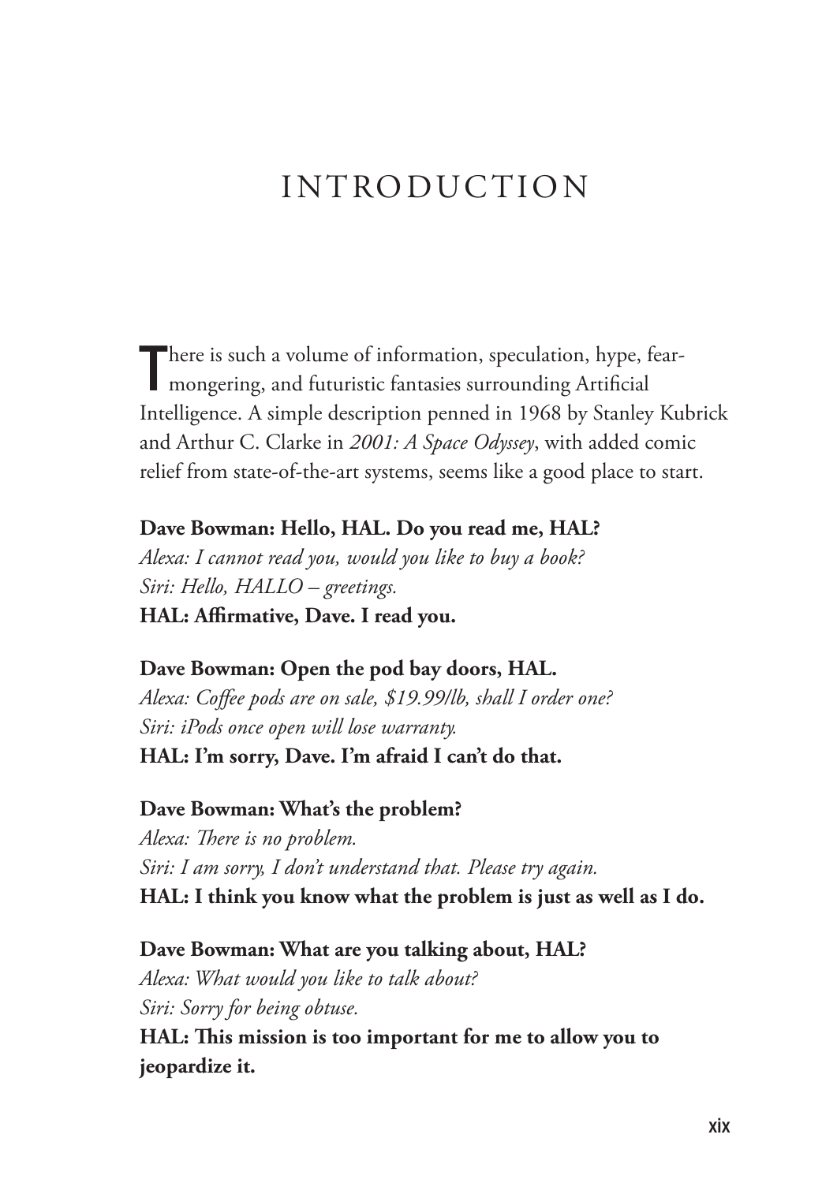# INTRODUCTION

There is such a volume of information, speculation, hype, fear-mongering, and futuristic fantasies surrounding Artificial Intelligence. A simple description penned in 1968 by Stanley Kubrick and Arthur C. Clarke in *2001: A Space Odyssey*, with added comic relief from state-of-the-art systems, seems like a good place to start.

**Dave Bowman: Hello, HAL. Do you read me, HAL?**
*Alexa: I cannot read you, would you like to buy a book?*
*Siri: Hello, HALLO – greetings.*
**HAL: Affirmative, Dave. I read you.**

**Dave Bowman: Open the pod bay doors, HAL.**
*Alexa: Coffee pods are on sale, $19.99/lb, shall I order one?*
*Siri: iPods once open will lose warranty.*
**HAL: I'm sorry, Dave. I'm afraid I can't do that.**

**Dave Bowman: What's the problem?**
*Alexa: There is no problem.*
*Siri: I am sorry, I don't understand that. Please try again.*
**HAL: I think you know what the problem is just as well as I do.**

**Dave Bowman: What are you talking about, HAL?**
*Alexa: What would you like to talk about?*
*Siri: Sorry for being obtuse.*
**HAL: This mission is too important for me to allow you to jeopardize it.**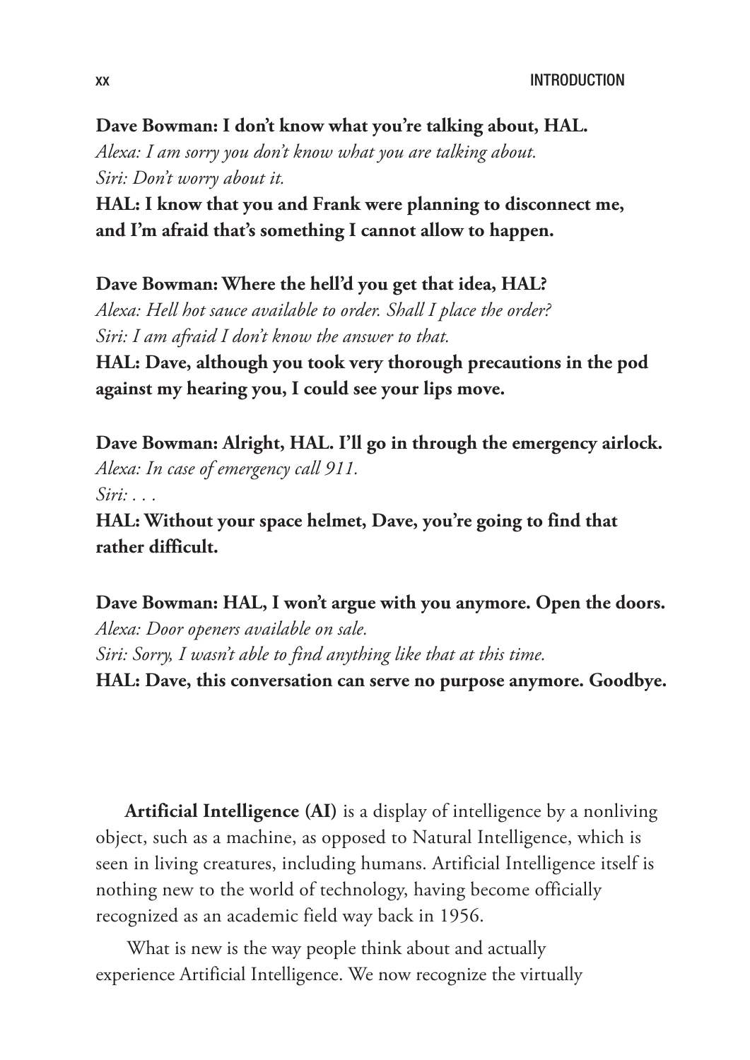**Dave Bowman: I don't know what you're talking about, HAL.**
*Alexa: I am sorry you don't know what you are talking about.*
*Siri: Don't worry about it.*
**HAL: I know that you and Frank were planning to disconnect me, and I'm afraid that's something I cannot allow to happen.**

**Dave Bowman: Where the hell'd you get that idea, HAL?**
*Alexa: Hell hot sauce available to order. Shall I place the order?*
*Siri: I am afraid I don't know the answer to that.*
**HAL: Dave, although you took very thorough precautions in the pod against my hearing you, I could see your lips move.**

**Dave Bowman: Alright, HAL. I'll go in through the emergency airlock.**
*Alexa: In case of emergency call 911.*
*Siri: . . .*
**HAL: Without your space helmet, Dave, you're going to find that rather difficult.**

**Dave Bowman: HAL, I won't argue with you anymore. Open the doors.**
*Alexa: Door openers available on sale.*
*Siri: Sorry, I wasn't able to find anything like that at this time.*
**HAL: Dave, this conversation can serve no purpose anymore. Goodbye.**

**Artificial Intelligence (AI)** is a display of intelligence by a nonliving object, such as a machine, as opposed to Natural Intelligence, which is seen in living creatures, including humans. Artificial Intelligence itself is nothing new to the world of technology, having become officially recognized as an academic field way back in 1956.

What is new is the way people think about and actually experience Artificial Intelligence. We now recognize the virtually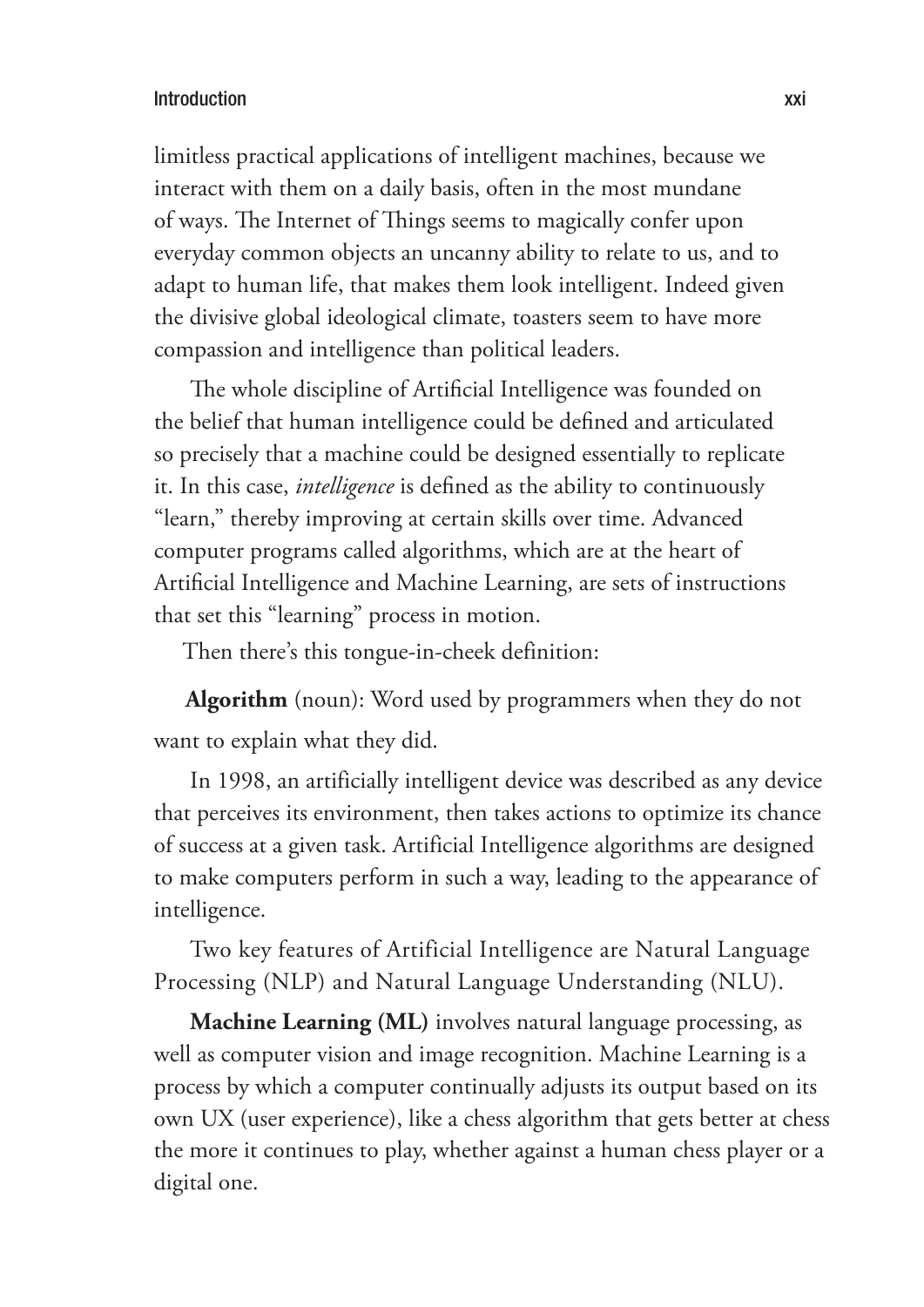limitless practical applications of intelligent machines, because we interact with them on a daily basis, often in the most mundane of ways. The Internet of Things seems to magically confer upon everyday common objects an uncanny ability to relate to us, and to adapt to human life, that makes them look intelligent. Indeed given the divisive global ideological climate, toasters seem to have more compassion and intelligence than political leaders.

The whole discipline of Artificial Intelligence was founded on the belief that human intelligence could be defined and articulated so precisely that a machine could be designed essentially to replicate it. In this case, *intelligence* is defined as the ability to continuously "learn," thereby improving at certain skills over time. Advanced computer programs called algorithms, which are at the heart of Artificial Intelligence and Machine Learning, are sets of instructions that set this "learning" process in motion.

Then there's this tongue-in-cheek definition:

**Algorithm** (noun): Word used by programmers when they do not want to explain what they did.

In 1998, an artificially intelligent device was described as any device that perceives its environment, then takes actions to optimize its chance of success at a given task. Artificial Intelligence algorithms are designed to make computers perform in such a way, leading to the appearance of intelligence.

Two key features of Artificial Intelligence are Natural Language Processing (NLP) and Natural Language Understanding (NLU).

**Machine Learning (ML)** involves natural language processing, as well as computer vision and image recognition. Machine Learning is a process by which a computer continually adjusts its output based on its own UX (user experience), like a chess algorithm that gets better at chess the more it continues to play, whether against a human chess player or a digital one.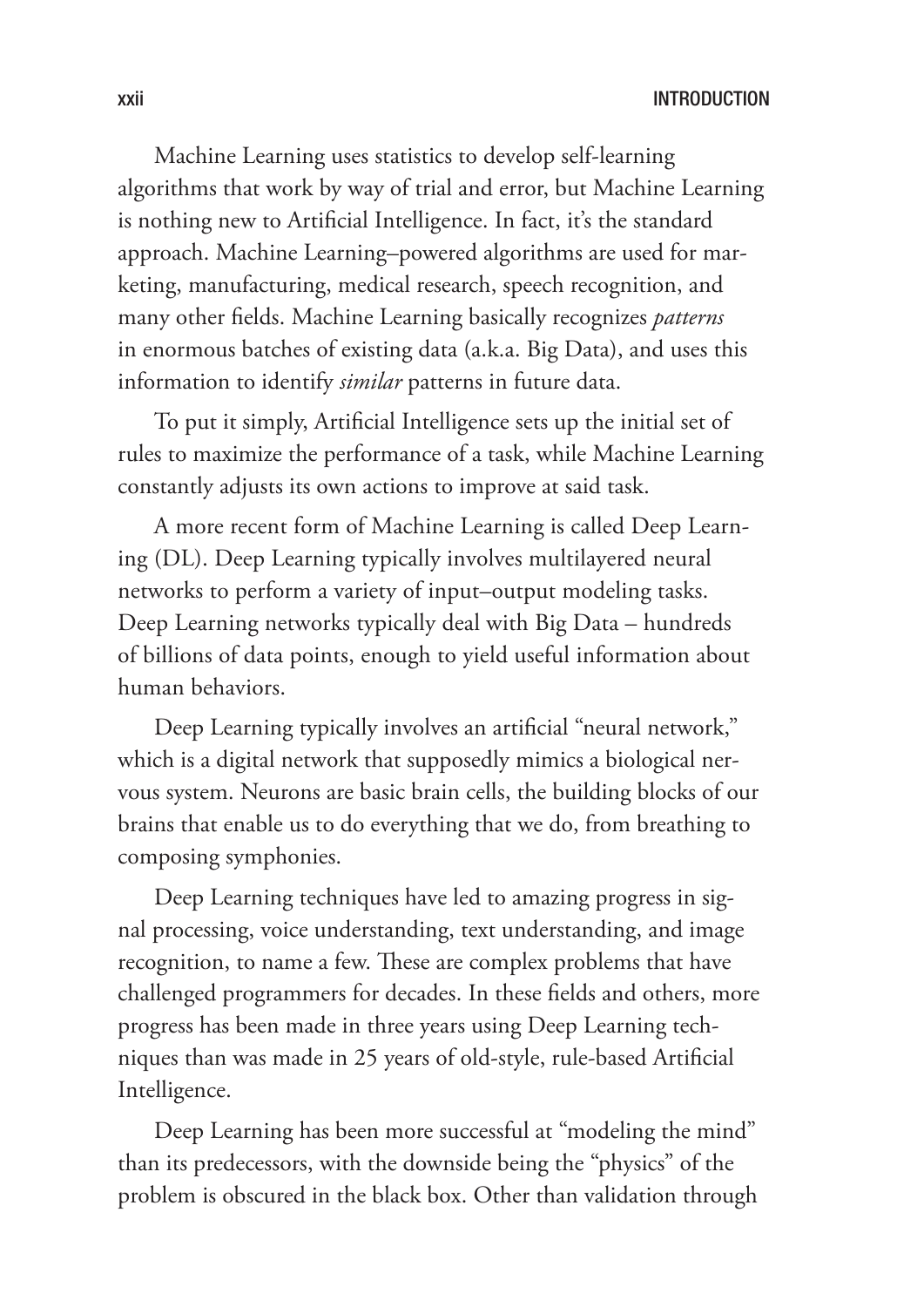Machine Learning uses statistics to develop self-learning algorithms that work by way of trial and error, but Machine Learning is nothing new to Artificial Intelligence. In fact, it's the standard approach. Machine Learning–powered algorithms are used for marketing, manufacturing, medical research, speech recognition, and many other fields. Machine Learning basically recognizes *patterns* in enormous batches of existing data (a.k.a. Big Data), and uses this information to identify *similar* patterns in future data.

To put it simply, Artificial Intelligence sets up the initial set of rules to maximize the performance of a task, while Machine Learning constantly adjusts its own actions to improve at said task.

A more recent form of Machine Learning is called Deep Learning (DL). Deep Learning typically involves multilayered neural networks to perform a variety of input–output modeling tasks. Deep Learning networks typically deal with Big Data – hundreds of billions of data points, enough to yield useful information about human behaviors.

Deep Learning typically involves an artificial "neural network," which is a digital network that supposedly mimics a biological nervous system. Neurons are basic brain cells, the building blocks of our brains that enable us to do everything that we do, from breathing to composing symphonies.

Deep Learning techniques have led to amazing progress in signal processing, voice understanding, text understanding, and image recognition, to name a few. These are complex problems that have challenged programmers for decades. In these fields and others, more progress has been made in three years using Deep Learning techniques than was made in 25 years of old-style, rule-based Artificial Intelligence.

Deep Learning has been more successful at "modeling the mind" than its predecessors, with the downside being the "physics" of the problem is obscured in the black box. Other than validation through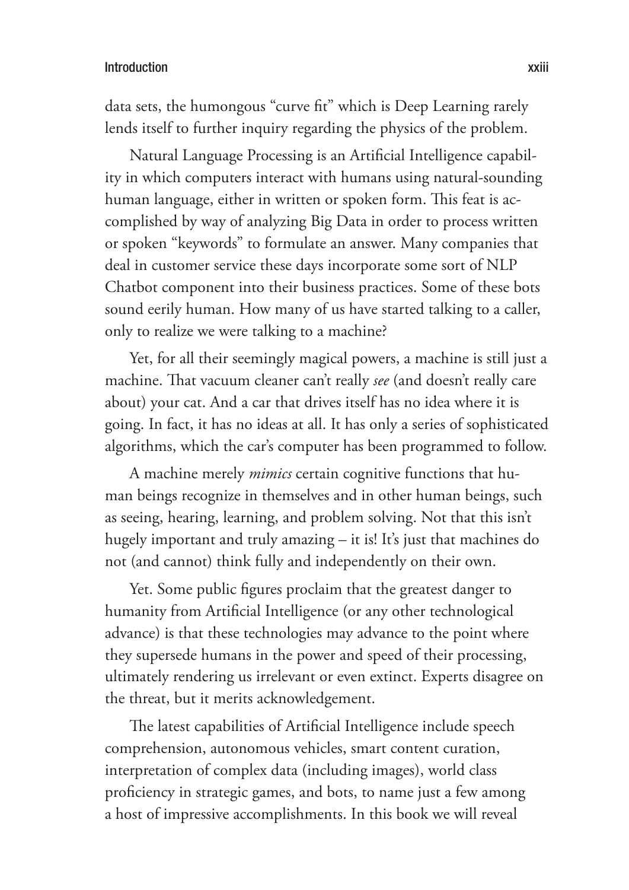data sets, the humongous "curve fit" which is Deep Learning rarely lends itself to further inquiry regarding the physics of the problem.

Natural Language Processing is an Artificial Intelligence capability in which computers interact with humans using natural-sounding human language, either in written or spoken form. This feat is accomplished by way of analyzing Big Data in order to process written or spoken "keywords" to formulate an answer. Many companies that deal in customer service these days incorporate some sort of NLP Chatbot component into their business practices. Some of these bots sound eerily human. How many of us have started talking to a caller, only to realize we were talking to a machine?

Yet, for all their seemingly magical powers, a machine is still just a machine. That vacuum cleaner can't really *see* (and doesn't really care about) your cat. And a car that drives itself has no idea where it is going. In fact, it has no ideas at all. It has only a series of sophisticated algorithms, which the car's computer has been programmed to follow.

A machine merely *mimics* certain cognitive functions that human beings recognize in themselves and in other human beings, such as seeing, hearing, learning, and problem solving. Not that this isn't hugely important and truly amazing – it is! It's just that machines do not (and cannot) think fully and independently on their own.

Yet. Some public figures proclaim that the greatest danger to humanity from Artificial Intelligence (or any other technological advance) is that these technologies may advance to the point where they supersede humans in the power and speed of their processing, ultimately rendering us irrelevant or even extinct. Experts disagree on the threat, but it merits acknowledgement.

The latest capabilities of Artificial Intelligence include speech comprehension, autonomous vehicles, smart content curation, interpretation of complex data (including images), world class proficiency in strategic games, and bots, to name just a few among a host of impressive accomplishments. In this book we will reveal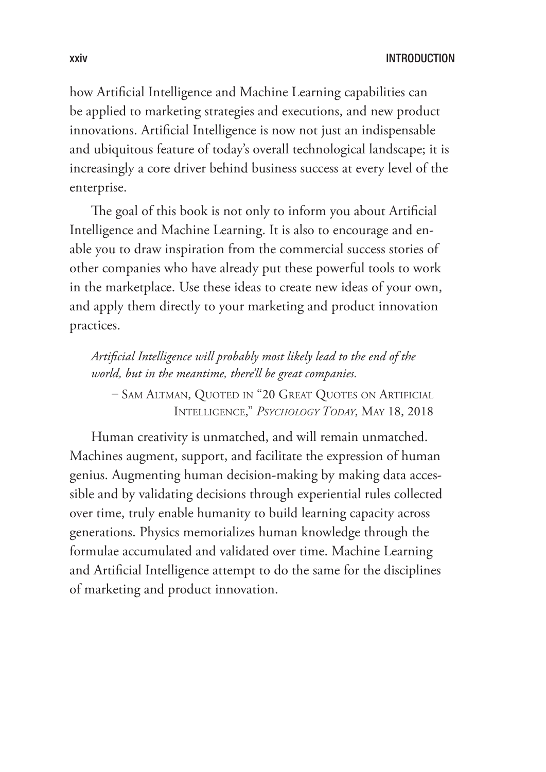how Artificial Intelligence and Machine Learning capabilities can be applied to marketing strategies and executions, and new product innovations. Artificial Intelligence is now not just an indispensable and ubiquitous feature of today's overall technological landscape; it is increasingly a core driver behind business success at every level of the enterprise.

The goal of this book is not only to inform you about Artificial Intelligence and Machine Learning. It is also to encourage and enable you to draw inspiration from the commercial success stories of other companies who have already put these powerful tools to work in the marketplace. Use these ideas to create new ideas of your own, and apply them directly to your marketing and product innovation practices.

> *Artificial Intelligence will probably most likely lead to the end of the world, but in the meantime, there'll be great companies.*
>
> – Sam Altman, Quoted in "20 Great Quotes on Artificial Intelligence," *Psychology Today*, May 18, 2018

Human creativity is unmatched, and will remain unmatched. Machines augment, support, and facilitate the expression of human genius. Augmenting human decision-making by making data accessible and by validating decisions through experiential rules collected over time, truly enable humanity to build learning capacity across generations. Physics memorializes human knowledge through the formulae accumulated and validated over time. Machine Learning and Artificial Intelligence attempt to do the same for the disciplines of marketing and product innovation.